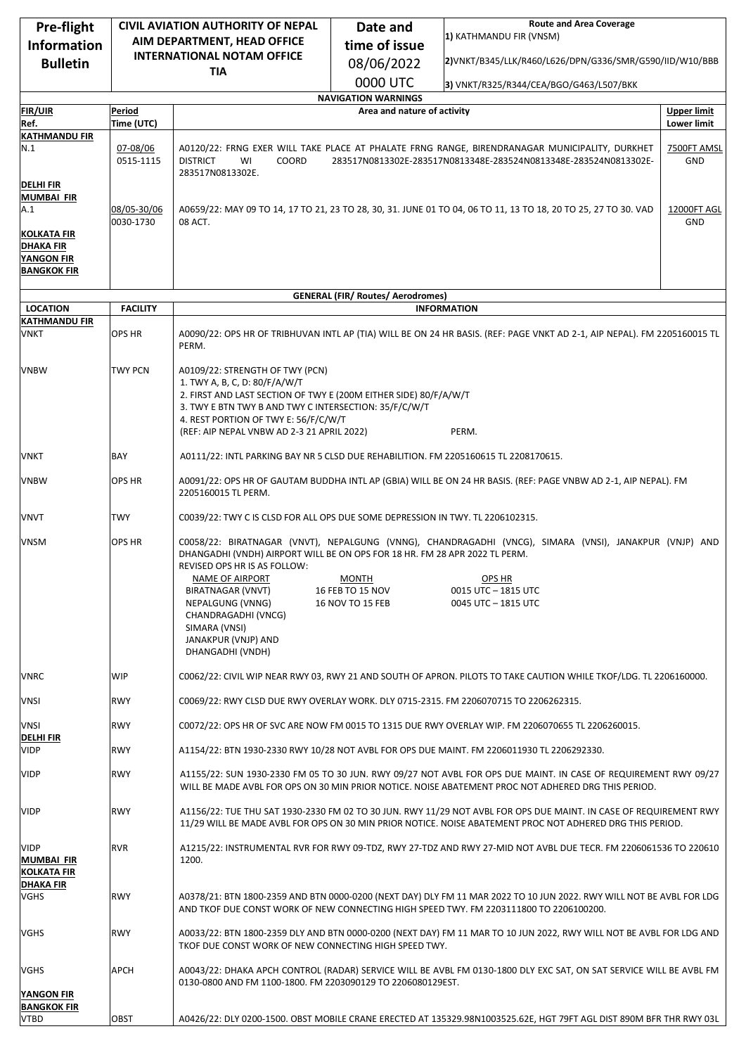| Pre-flight Information Bulletin | CIVIL AVIATION AUTHORITY OF NEPAL AIM DEPARTMENT, HEAD OFFICE INTERNATIONAL NOTAM OFFICE TIA | Date and time of issue 08/06/2022 0000 UTC | Route and Area Coverage 1) KATHMANDU FIR (VNSM) 2)VNKT/B345/LLK/R460/L626/DPN/G336/SMR/G590/IID/W10/BBB 3) VNKT/R325/R344/CEA/BGO/G463/L507/BKK |
|---|---|---|---|

## NAVIGATION WARNINGS

| FIR/UIR Ref. | Period Time (UTC) | Area and nature of activity | Upper limit Lower limit |
|---|---|---|---|
| **KATHMANDU FIR** | | | |
| N.1 | 07-08/06 0515-1115 | A0120/22: FRNG EXER WILL TAKE PLACE AT PHALATE FRNG RANGE, BIRENDRANAGAR MUNICIPALITY, DURKHET DISTRICT WI COORD 283517N0813302E-283517N0813348E-283524N0813348E-283524N0813302E-283517N0813302E. | 7500FT AMSL GND |
| **DELHI FIR** | | | |
| **MUMBAI FIR** | | | |
| A.1 | 08/05-30/06 0030-1730 | A0659/22: MAY 09 TO 14, 17 TO 21, 23 TO 28, 30, 31. JUNE 01 TO 04, 06 TO 11, 13 TO 18, 20 TO 25, 27 TO 30. VAD 08 ACT. | 12000FT AGL GND |
| **KOLKATA FIR** | | | |
| **DHAKA FIR** | | | |
| **YANGON FIR** | | | |
| **BANGKOK FIR** | | | |

## GENERAL (FIR/ Routes/ Aerodromes)

| LOCATION | FACILITY | INFORMATION |
|---|---|---|
| **KATHMANDU FIR** | | |
| VNKT | OPS HR | A0090/22: OPS HR OF TRIBHUVAN INTL AP (TIA) WILL BE ON 24 HR BASIS. (REF: PAGE VNKT AD 2-1, AIP NEPAL). FM 2205160015 TL PERM. |
| VNBW | TWY PCN | A0109/22: STRENGTH OF TWY (PCN) 1. TWY A, B, C, D: 80/F/A/W/T 2. FIRST AND LAST SECTION OF TWY E (200M EITHER SIDE) 80/F/A/W/T 3. TWY E BTN TWY B AND TWY C INTERSECTION: 35/F/C/W/T 4. REST PORTION OF TWY E: 56/F/C/W/T (REF: AIP NEPAL VNBW AD 2-3 21 APRIL 2022) PERM. |
| VNKT | BAY | A0111/22: INTL PARKING BAY NR 5 CLSD DUE REHABILITION. FM 2205160615 TL 2208170615. |
| VNBW | OPS HR | A0091/22: OPS HR OF GAUTAM BUDDHA INTL AP (GBIA) WILL BE ON 24 HR BASIS. (REF: PAGE VNBW AD 2-1, AIP NEPAL). FM 2205160015 TL PERM. |
| VNVT | TWY | C0039/22: TWY C IS CLSD FOR ALL OPS DUE SOME DEPRESSION IN TWY. TL 2206102315. |
| VNSM | OPS HR | C0058/22: BIRATNAGAR (VNVT), NEPALGUNG (VNNG), CHANDRAGADHI (VNCG), SIMARA (VNSI), JANAKPUR (VNJP) AND DHANGADHI (VNDH) AIRPORT WILL BE ON OPS FOR 18 HR. FM 28 APR 2022 TL PERM. REVISED OPS HR IS AS FOLLOW: NAME OF AIRPORT / MONTH / OPS HR: BIRATNAGAR (VNVT), NEPALGUNG (VNNG), CHANDRAGADHI (VNCG), SIMARA (VNSI), JANAKPUR (VNJP) AND DHANGADHI (VNDH) — 16 FEB TO 15 NOV: 0015 UTC – 1815 UTC; 16 NOV TO 15 FEB: 0045 UTC – 1815 UTC |
| VNRC | WIP | C0062/22: CIVIL WIP NEAR RWY 03, RWY 21 AND SOUTH OF APRON. PILOTS TO TAKE CAUTION WHILE TKOF/LDG. TL 2206160000. |
| VNSI | RWY | C0069/22: RWY CLSD DUE RWY OVERLAY WORK. DLY 0715-2315. FM 2206070715 TO 2206262315. |
| VNSI | RWY | C0072/22: OPS HR OF SVC ARE NOW FM 0015 TO 1315 DUE RWY OVERLAY WIP. FM 2206070655 TL 2206260015. |
| **DELHI FIR** | | |
| VIDP | RWY | A1154/22: BTN 1930-2330 RWY 10/28 NOT AVBL FOR OPS DUE MAINT. FM 2206011930 TL 2206292330. |
| VIDP | RWY | A1155/22: SUN 1930-2330 FM 05 TO 30 JUN. RWY 09/27 NOT AVBL FOR OPS DUE MAINT. IN CASE OF REQUIREMENT RWY 09/27 WILL BE MADE AVBL FOR OPS ON 30 MIN PRIOR NOTICE. NOISE ABATEMENT PROC NOT ADHERED DRG THIS PERIOD. |
| VIDP | RWY | A1156/22: TUE THU SAT 1930-2330 FM 02 TO 30 JUN. RWY 11/29 NOT AVBL FOR OPS DUE MAINT. IN CASE OF REQUIREMENT RWY 11/29 WILL BE MADE AVBL FOR OPS ON 30 MIN PRIOR NOTICE. NOISE ABATEMENT PROC NOT ADHERED DRG THIS PERIOD. |
| VIDP | RVR | A1215/22: INSTRUMENTAL RVR FOR RWY 09-TDZ, RWY 27-TDZ AND RWY 27-MID NOT AVBL DUE TECR. FM 2206061536 TO 2206101200. |
| **MUMBAI FIR** | | |
| **KOLKATA FIR** | | |
| **DHAKA FIR** | | |
| VGHS | RWY | A0378/21: BTN 1800-2359 AND BTN 0000-0200 (NEXT DAY) DLY FM 11 MAR 2022 TO 10 JUN 2022. RWY WILL NOT BE AVBL FOR LDG AND TKOF DUE CONST WORK OF NEW CONNECTING HIGH SPEED TWY. FM 2203111800 TO 2206100200. |
| VGHS | RWY | A0033/22: BTN 1800-2359 DLY AND BTN 0000-0200 (NEXT DAY) DLY FM 11 MAR TO 10 JUN 2022, RWY WILL NOT BE AVBL FOR LDG AND TKOF DUE CONST WORK OF NEW CONNECTING HIGH SPEED TWY. |
| VGHS | APCH | A0043/22: DHAKA APCH CONTROL (RADAR) SERVICE WILL BE AVBL FM 0130-1800 DLY EXC SAT, ON SAT SERVICE WILL BE AVBL FM 0130-0800 AND FM 1100-1800. FM 2203090129 TO 2206080129EST. |
| **YANGON FIR** | | |
| **BANGKOK FIR** | | |
| VTBD | OBST | A0426/22: DLY 0200-1500. OBST MOBILE CRANE ERECTED AT 135329.98N1003525.62E, HGT 79FT AGL DIST 890M BFR THR RWY 03L |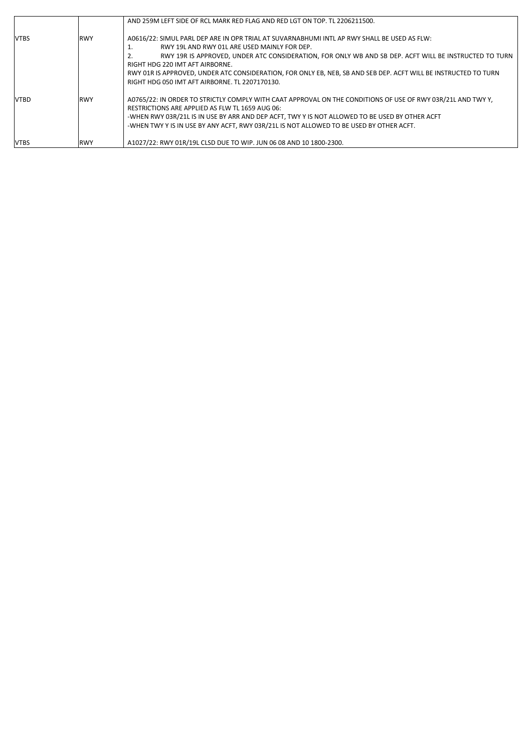| | | |
|---|---|---|
| | | AND 259M LEFT SIDE OF RCL MARK RED FLAG AND RED LGT ON TOP. TL 2206211500. |
| VTBS | RWY | A0616/22: SIMUL PARL DEP ARE IN OPR TRIAL AT SUVARNABHUMI INTL AP RWY SHALL BE USED AS FLW:<br>1. RWY 19L AND RWY 01L ARE USED MAINLY FOR DEP.<br>2. RWY 19R IS APPROVED, UNDER ATC CONSIDERATION, FOR ONLY WB AND SB DEP. ACFT WILL BE INSTRUCTED TO TURN RIGHT HDG 220 IMT AFT AIRBORNE.<br>RWY 01R IS APPROVED, UNDER ATC CONSIDERATION, FOR ONLY EB, NEB, SB AND SEB DEP. ACFT WILL BE INSTRUCTED TO TURN RIGHT HDG 050 IMT AFT AIRBORNE. TL 2207170130. |
| VTBD | RWY | A0765/22: IN ORDER TO STRICTLY COMPLY WITH CAAT APPROVAL ON THE CONDITIONS OF USE OF RWY 03R/21L AND TWY Y, RESTRICTIONS ARE APPLIED AS FLW TL 1659 AUG 06:<br>-WHEN RWY 03R/21L IS IN USE BY ARR AND DEP ACFT, TWY Y IS NOT ALLOWED TO BE USED BY OTHER ACFT<br>-WHEN TWY Y IS IN USE BY ANY ACFT, RWY 03R/21L IS NOT ALLOWED TO BE USED BY OTHER ACFT. |
| VTBS | RWY | A1027/22: RWY 01R/19L CLSD DUE TO WIP. JUN 06 08 AND 10 1800-2300. |